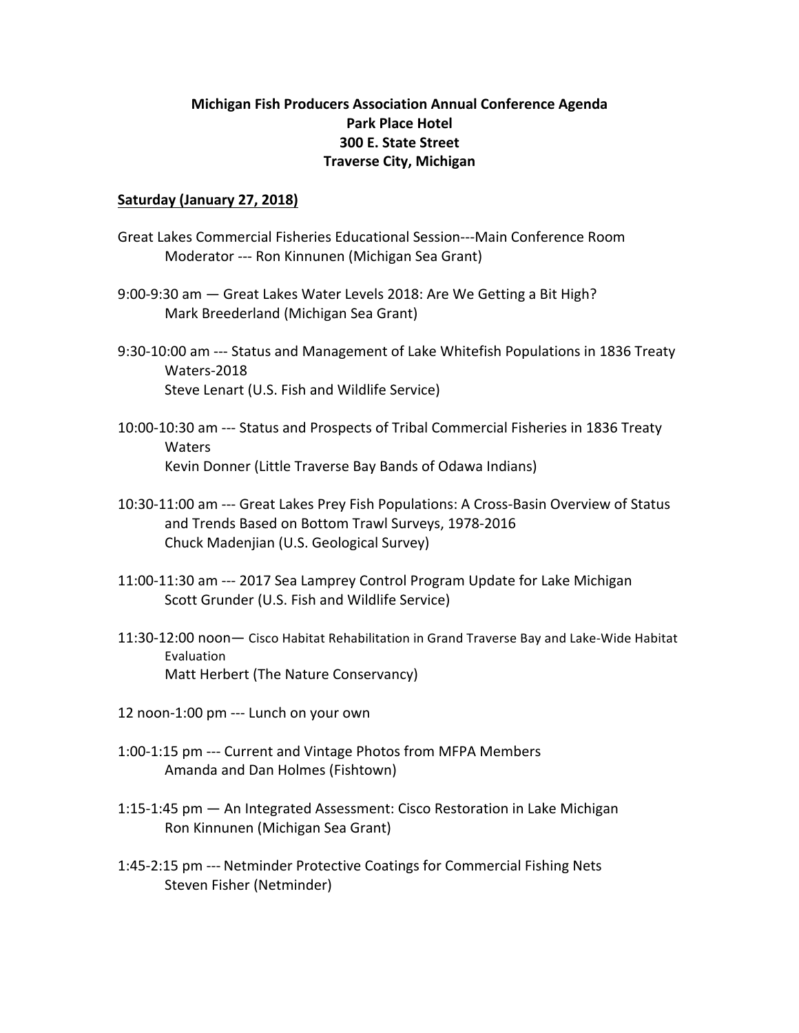**Michigan Fish Producers Association Annual Conference Agenda**
**Park Place Hotel**
**300 E. State Street**
**Traverse City, Michigan**

**Saturday (January 27, 2018)**

Great Lakes Commercial Fisheries Educational Session---Main Conference Room
Moderator --- Ron Kinnunen (Michigan Sea Grant)

9:00-9:30 am — Great Lakes Water Levels 2018: Are We Getting a Bit High?
Mark Breederland (Michigan Sea Grant)

9:30-10:00 am --- Status and Management of Lake Whitefish Populations in 1836 Treaty Waters-2018
Steve Lenart (U.S. Fish and Wildlife Service)

10:00-10:30 am --- Status and Prospects of Tribal Commercial Fisheries in 1836 Treaty Waters
Kevin Donner (Little Traverse Bay Bands of Odawa Indians)

10:30-11:00 am --- Great Lakes Prey Fish Populations: A Cross-Basin Overview of Status and Trends Based on Bottom Trawl Surveys, 1978-2016
Chuck Madenjian (U.S. Geological Survey)

11:00-11:30 am --- 2017 Sea Lamprey Control Program Update for Lake Michigan
Scott Grunder (U.S. Fish and Wildlife Service)

11:30-12:00 noon— Cisco Habitat Rehabilitation in Grand Traverse Bay and Lake-Wide Habitat Evaluation
Matt Herbert (The Nature Conservancy)

12 noon-1:00 pm --- Lunch on your own

1:00-1:15 pm --- Current and Vintage Photos from MFPA Members
Amanda and Dan Holmes (Fishtown)

1:15-1:45 pm — An Integrated Assessment: Cisco Restoration in Lake Michigan
Ron Kinnunen (Michigan Sea Grant)

1:45-2:15 pm --- Netminder Protective Coatings for Commercial Fishing Nets
Steven Fisher (Netminder)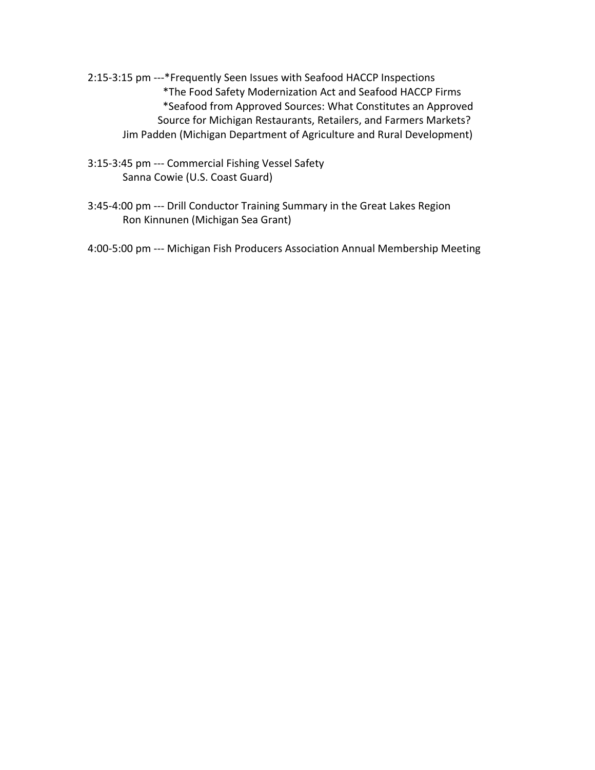2:15-3:15 pm ---*Frequently Seen Issues with Seafood HACCP Inspections
*The Food Safety Modernization Act and Seafood HACCP Firms
*Seafood from Approved Sources: What Constitutes an Approved Source for Michigan Restaurants, Retailers, and Farmers Markets?
Jim Padden (Michigan Department of Agriculture and Rural Development)

3:15-3:45 pm --- Commercial Fishing Vessel Safety
Sanna Cowie (U.S. Coast Guard)

3:45-4:00 pm --- Drill Conductor Training Summary in the Great Lakes Region
Ron Kinnunen (Michigan Sea Grant)

4:00-5:00 pm --- Michigan Fish Producers Association Annual Membership Meeting